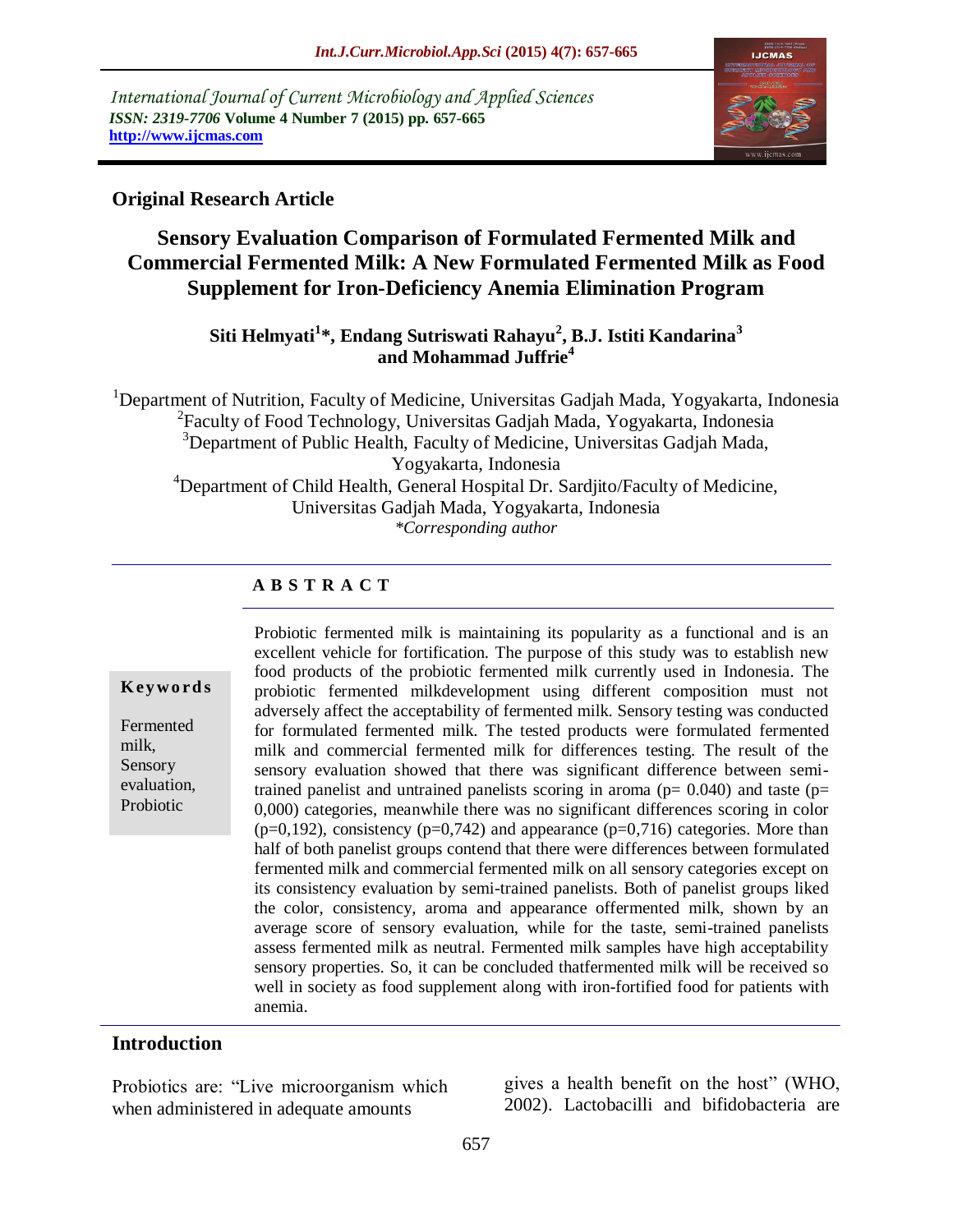*International Journal of Current Microbiology and Applied Sciences*
*ISSN: 2319-7706* **Volume 4 Number 7 (2015) pp. 657-665**
**http://www.ijcmas.com**

**Original Research Article**

# Sensory Evaluation Comparison of Formulated Fermented Milk and Commercial Fermented Milk: A New Formulated Fermented Milk as Food Supplement for Iron-Deficiency Anemia Elimination Program

**Siti Helmyati[1]*, Endang Sutriswati Rahayu[2], B.J. Istiti Kandarina[3] and Mohammad Juffrie[4]**

[1]Department of Nutrition, Faculty of Medicine, Universitas Gadjah Mada, Yogyakarta, Indonesia
[2]Faculty of Food Technology, Universitas Gadjah Mada, Yogyakarta, Indonesia
[3]Department of Public Health, Faculty of Medicine, Universitas Gadjah Mada, Yogyakarta, Indonesia
[4]Department of Child Health, General Hospital Dr. Sardjito/Faculty of Medicine, Universitas Gadjah Mada, Yogyakarta, Indonesia
*\*Corresponding author*

## ABSTRACT

**Keywords**

Fermented milk, Sensory evaluation, Probiotic

Probiotic fermented milk is maintaining its popularity as a functional and is an excellent vehicle for fortification. The purpose of this study was to establish new food products of the probiotic fermented milk currently used in Indonesia. The probiotic fermented milkdevelopment using different composition must not adversely affect the acceptability of fermented milk. Sensory testing was conducted for formulated fermented milk. The tested products were formulated fermented milk and commercial fermented milk for differences testing. The result of the sensory evaluation showed that there was significant difference between semi-trained panelist and untrained panelists scoring in aroma ($p= 0.040$) and taste ($p= 0,000$) categories, meanwhile there was no significant differences scoring in color ($p=0,192$), consistency ($p=0,742$) and appearance ($p=0,716$) categories. More than half of both panelist groups contend that there were differences between formulated fermented milk and commercial fermented milk on all sensory categories except on its consistency evaluation by semi-trained panelists. Both of panelist groups liked the color, consistency, aroma and appearance offermented milk, shown by an average score of sensory evaluation, while for the taste, semi-trained panelists assess fermented milk as neutral. Fermented milk samples have high acceptability sensory properties. So, it can be concluded thatfermented milk will be received so well in society as food supplement along with iron-fortified food for patients with anemia.

## Introduction

Probiotics are: "Live microorganism which when administered in adequate amounts gives a health benefit on the host" (WHO, 2002). Lactobacilli and bifidobacteria are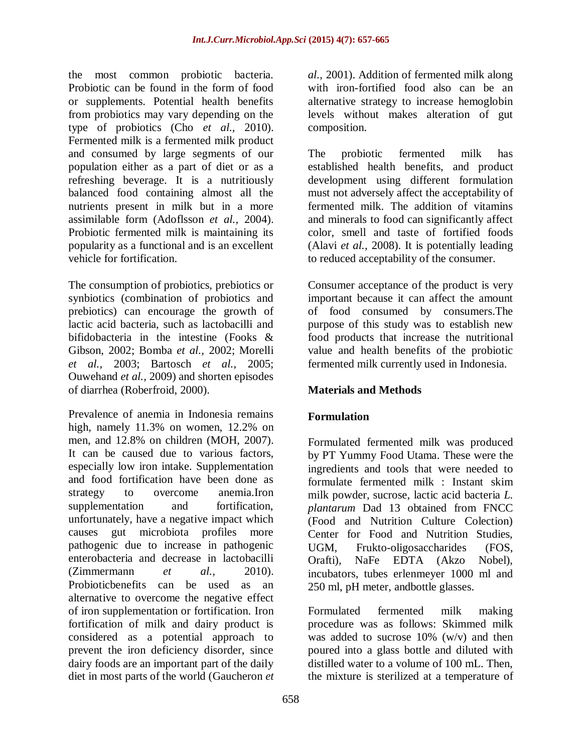the most common probiotic bacteria. Probiotic can be found in the form of food or supplements. Potential health benefits from probiotics may vary depending on the type of probiotics (Cho *et al.,* 2010). Fermented milk is a fermented milk product and consumed by large segments of our population either as a part of diet or as a refreshing beverage. It is a nutritiously balanced food containing almost all the nutrients present in milk but in a more assimilable form (Adoflsson *et al.*, 2004). Probiotic fermented milk is maintaining its popularity as a functional and is an excellent vehicle for fortification.

The consumption of probiotics, prebiotics or synbiotics (combination of probiotics and prebiotics) can encourage the growth of lactic acid bacteria, such as lactobacilli and bifidobacteria in the intestine (Fooks & Gibson, 2002; Bomba *et al.*, 2002; Morelli *et al.,* 2003; Bartosch *et al.*, 2005; Ouwehand *et al.,* 2009) and shorten episodes of diarrhea (Roberfroid, 2000).

Prevalence of anemia in Indonesia remains high, namely 11.3% on women, 12.2% on men, and 12.8% on children (MOH, 2007). It can be caused due to various factors, especially low iron intake. Supplementation and food fortification have been done as strategy to overcome anemia.Iron supplementation and fortification, unfortunately, have a negative impact which causes gut microbiota profiles more pathogenic due to increase in pathogenic enterobacteria and decrease in lactobacilli (Zimmermann *et al.*, 2010). Probioticbenefits can be used as an alternative to overcome the negative effect of iron supplementation or fortification. Iron fortification of milk and dairy product is considered as a potential approach to prevent the iron deficiency disorder, since dairy foods are an important part of the daily diet in most parts of the world (Gaucheron *et al.*, 2001). Addition of fermented milk along with iron-fortified food also can be an alternative strategy to increase hemoglobin levels without makes alteration of gut composition.

The probiotic fermented milk has established health benefits, and product development using different formulation must not adversely affect the acceptability of fermented milk. The addition of vitamins and minerals to food can significantly affect color, smell and taste of fortified foods (Alavi *et al.,* 2008). It is potentially leading to reduced acceptability of the consumer.

Consumer acceptance of the product is very important because it can affect the amount of food consumed by consumers.The purpose of this study was to establish new food products that increase the nutritional value and health benefits of the probiotic fermented milk currently used in Indonesia.

## Materials and Methods

### Formulation

Formulated fermented milk was produced by PT Yummy Food Utama. These were the ingredients and tools that were needed to formulate fermented milk : Instant skim milk powder, sucrose, lactic acid bacteria *L. plantarum* Dad 13 obtained from FNCC (Food and Nutrition Culture Colection) Center for Food and Nutrition Studies, UGM, Frukto-oligosaccharides (FOS, Orafti), NaFe EDTA (Akzo Nobel), incubators, tubes erlenmeyer 1000 ml and 250 ml, pH meter, andbottle glasses.

Formulated fermented milk making procedure was as follows: Skimmed milk was added to sucrose 10% (w/v) and then poured into a glass bottle and diluted with distilled water to a volume of 100 mL. Then, the mixture is sterilized at a temperature of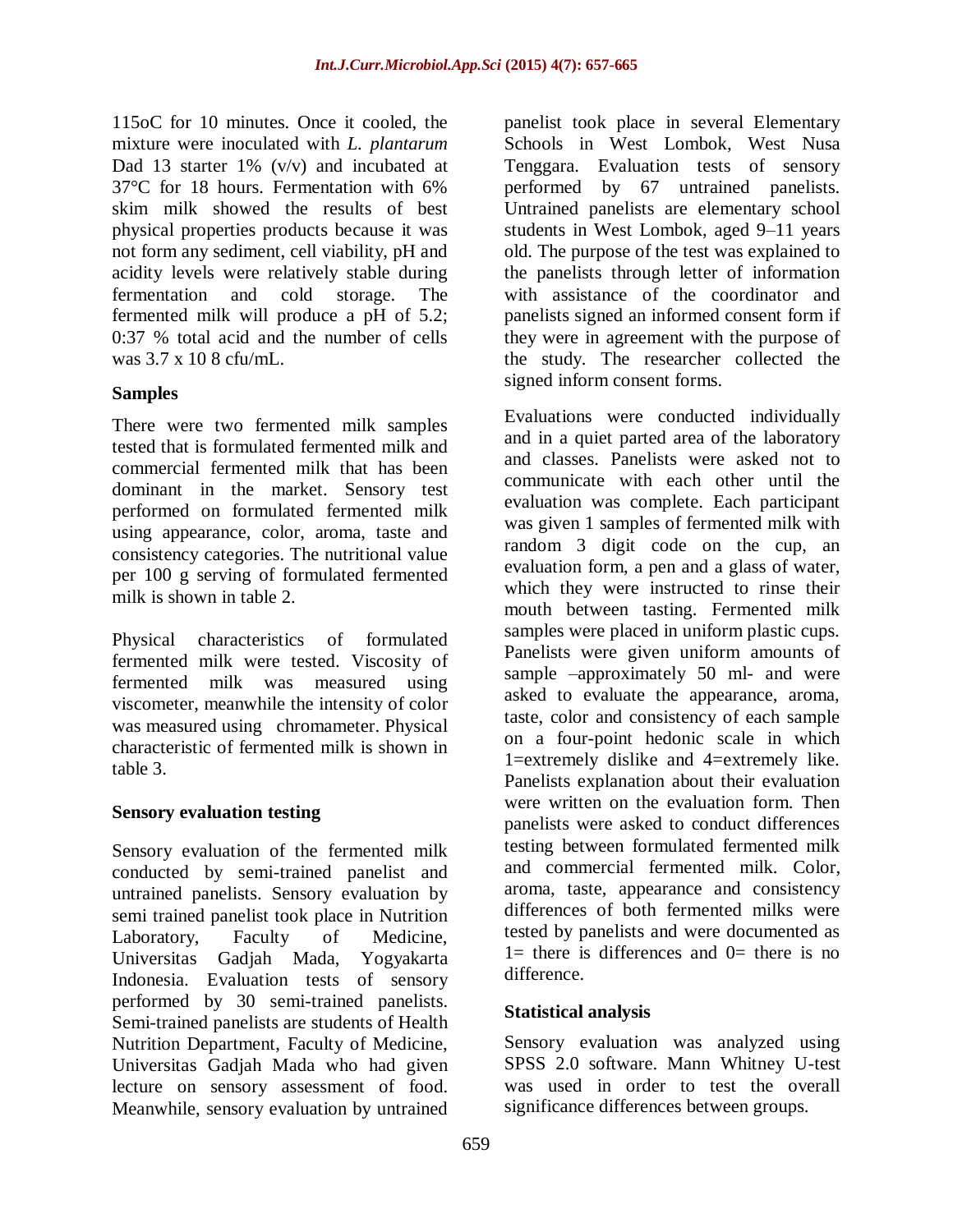115oC for 10 minutes. Once it cooled, the mixture were inoculated with *L. plantarum* Dad 13 starter 1% (v/v) and incubated at 37°C for 18 hours. Fermentation with 6% skim milk showed the results of best physical properties products because it was not form any sediment, cell viability, pH and acidity levels were relatively stable during fermentation and cold storage. The fermented milk will produce a pH of 5.2; 0:37 % total acid and the number of cells was 3.7 x 10 8 cfu/mL.

### Samples

There were two fermented milk samples tested that is formulated fermented milk and commercial fermented milk that has been dominant in the market. Sensory test performed on formulated fermented milk using appearance, color, aroma, taste and consistency categories. The nutritional value per 100 g serving of formulated fermented milk is shown in table 2.

Physical characteristics of formulated fermented milk were tested. Viscosity of fermented milk was measured using viscometer, meanwhile the intensity of color was measured using chromameter. Physical characteristic of fermented milk is shown in table 3.

### Sensory evaluation testing

Sensory evaluation of the fermented milk conducted by semi-trained panelist and untrained panelists. Sensory evaluation by semi trained panelist took place in Nutrition Laboratory, Faculty of Medicine, Universitas Gadjah Mada, Yogyakarta Indonesia. Evaluation tests of sensory performed by 30 semi-trained panelists. Semi-trained panelists are students of Health Nutrition Department, Faculty of Medicine, Universitas Gadjah Mada who had given lecture on sensory assessment of food. Meanwhile, sensory evaluation by untrained panelist took place in several Elementary Schools in West Lombok, West Nusa Tenggara. Evaluation tests of sensory performed by 67 untrained panelists. Untrained panelists are elementary school students in West Lombok, aged 9–11 years old. The purpose of the test was explained to the panelists through letter of information with assistance of the coordinator and panelists signed an informed consent form if they were in agreement with the purpose of the study. The researcher collected the signed inform consent forms.

Evaluations were conducted individually and in a quiet parted area of the laboratory and classes. Panelists were asked not to communicate with each other until the evaluation was complete. Each participant was given 1 samples of fermented milk with random 3 digit code on the cup, an evaluation form, a pen and a glass of water, which they were instructed to rinse their mouth between tasting. Fermented milk samples were placed in uniform plastic cups. Panelists were given uniform amounts of sample –approximately 50 ml- and were asked to evaluate the appearance, aroma, taste, color and consistency of each sample on a four-point hedonic scale in which 1=extremely dislike and 4=extremely like. Panelists explanation about their evaluation were written on the evaluation form. Then panelists were asked to conduct differences testing between formulated fermented milk and commercial fermented milk. Color, aroma, taste, appearance and consistency differences of both fermented milks were tested by panelists and were documented as 1= there is differences and 0= there is no difference.

### Statistical analysis

Sensory evaluation was analyzed using SPSS 2.0 software. Mann Whitney U-test was used in order to test the overall significance differences between groups.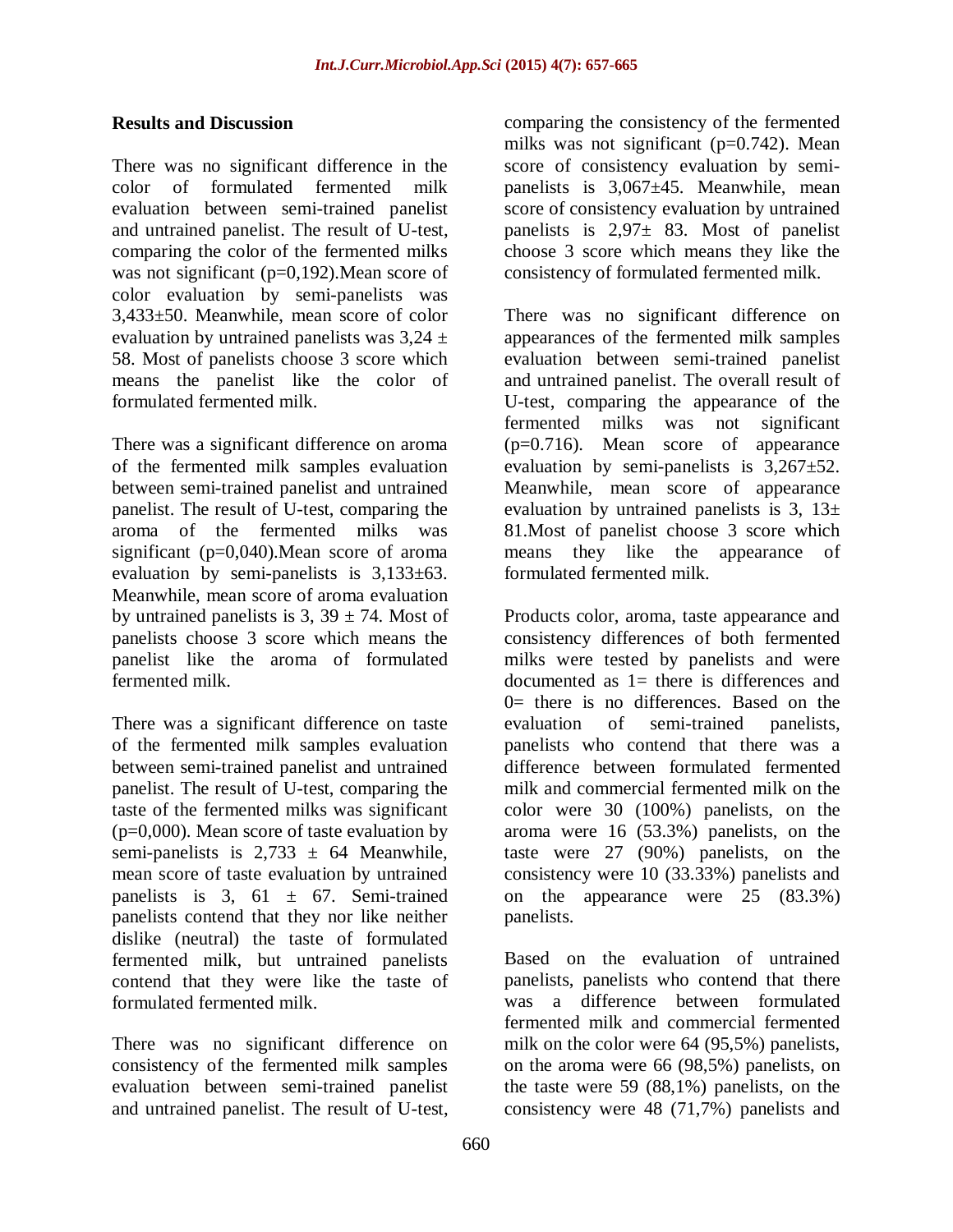## Results and Discussion

There was no significant difference in the color of formulated fermented milk evaluation between semi-trained panelist and untrained panelist. The result of U-test, comparing the color of the fermented milks was not significant (p=0,192).Mean score of color evaluation by semi-panelists was 3,433±50. Meanwhile, mean score of color evaluation by untrained panelists was 3,24 ± 58. Most of panelists choose 3 score which means the panelist like the color of formulated fermented milk.

There was a significant difference on aroma of the fermented milk samples evaluation between semi-trained panelist and untrained panelist. The result of U-test, comparing the aroma of the fermented milks was significant (p=0,040).Mean score of aroma evaluation by semi-panelists is 3,133±63. Meanwhile, mean score of aroma evaluation by untrained panelists is 3, 39 ± 74. Most of panelists choose 3 score which means the panelist like the aroma of formulated fermented milk.

There was a significant difference on taste of the fermented milk samples evaluation between semi-trained panelist and untrained panelist. The result of U-test, comparing the taste of the fermented milks was significant (p=0,000). Mean score of taste evaluation by semi-panelists is 2,733 ± 64 Meanwhile, mean score of taste evaluation by untrained panelists is 3, 61 ± 67. Semi-trained panelists contend that they nor like neither dislike (neutral) the taste of formulated fermented milk, but untrained panelists contend that they were like the taste of formulated fermented milk.

There was no significant difference on consistency of the fermented milk samples evaluation between semi-trained panelist and untrained panelist. The result of U-test, comparing the consistency of the fermented milks was not significant (p=0.742). Mean score of consistency evaluation by semi-panelists is 3,067±45. Meanwhile, mean score of consistency evaluation by untrained panelists is 2,97± 83. Most of panelist choose 3 score which means they like the consistency of formulated fermented milk.

There was no significant difference on appearances of the fermented milk samples evaluation between semi-trained panelist and untrained panelist. The overall result of U-test, comparing the appearance of the fermented milks was not significant (p=0.716). Mean score of appearance evaluation by semi-panelists is 3,267±52. Meanwhile, mean score of appearance evaluation by untrained panelists is 3, 13± 81.Most of panelist choose 3 score which means they like the appearance of formulated fermented milk.

Products color, aroma, taste appearance and consistency differences of both fermented milks were tested by panelists and were documented as 1= there is differences and 0= there is no differences. Based on the evaluation of semi-trained panelists, panelists who contend that there was a difference between formulated fermented milk and commercial fermented milk on the color were 30 (100%) panelists, on the aroma were 16 (53.3%) panelists, on the taste were 27 (90%) panelists, on the consistency were 10 (33.33%) panelists and on the appearance were 25 (83.3%) panelists.

Based on the evaluation of untrained panelists, panelists who contend that there was a difference between formulated fermented milk and commercial fermented milk on the color were 64 (95,5%) panelists, on the aroma were 66 (98,5%) panelists, on the taste were 59 (88,1%) panelists, on the consistency were 48 (71,7%) panelists and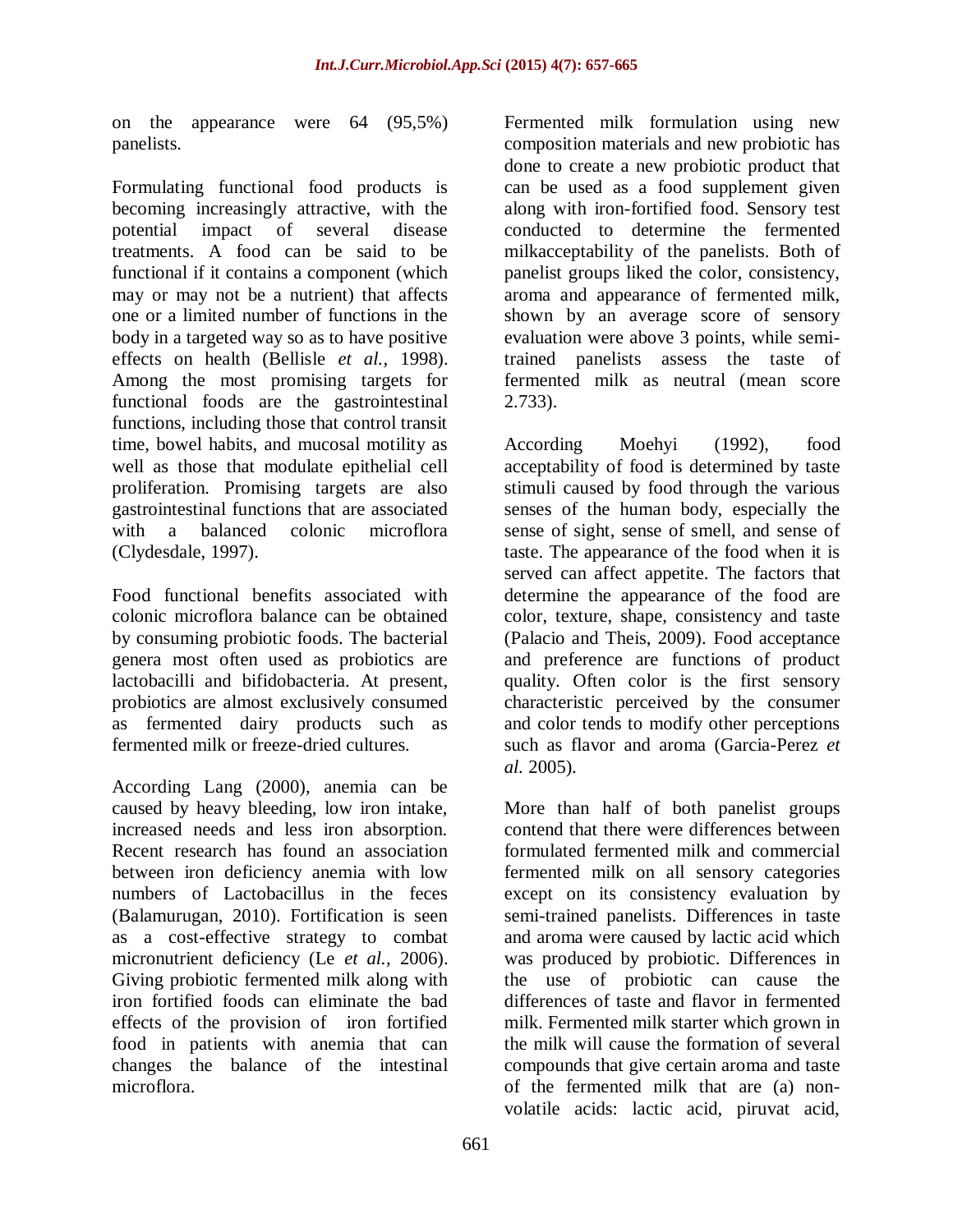on the appearance were 64 (95,5%) panelists.

Formulating functional food products is becoming increasingly attractive, with the potential impact of several disease treatments. A food can be said to be functional if it contains a component (which may or may not be a nutrient) that affects one or a limited number of functions in the body in a targeted way so as to have positive effects on health (Bellisle *et al.,* 1998). Among the most promising targets for functional foods are the gastrointestinal functions, including those that control transit time, bowel habits, and mucosal motility as well as those that modulate epithelial cell proliferation. Promising targets are also gastrointestinal functions that are associated with a balanced colonic microflora (Clydesdale, 1997).

Food functional benefits associated with colonic microflora balance can be obtained by consuming probiotic foods. The bacterial genera most often used as probiotics are lactobacilli and bifidobacteria. At present, probiotics are almost exclusively consumed as fermented dairy products such as fermented milk or freeze-dried cultures.

According Lang (2000), anemia can be caused by heavy bleeding, low iron intake, increased needs and less iron absorption. Recent research has found an association between iron deficiency anemia with low numbers of Lactobacillus in the feces (Balamurugan, 2010). Fortification is seen as a cost-effective strategy to combat micronutrient deficiency (Le *et al.,* 2006). Giving probiotic fermented milk along with iron fortified foods can eliminate the bad effects of the provision of iron fortified food in patients with anemia that can changes the balance of the intestinal microflora.

Fermented milk formulation using new composition materials and new probiotic has done to create a new probiotic product that can be used as a food supplement given along with iron-fortified food. Sensory test conducted to determine the fermented milkacceptability of the panelists. Both of panelist groups liked the color, consistency, aroma and appearance of fermented milk, shown by an average score of sensory evaluation were above 3 points, while semi-trained panelists assess the taste of fermented milk as neutral (mean score 2.733).

According Moehyi (1992), food acceptability of food is determined by taste stimuli caused by food through the various senses of the human body, especially the sense of sight, sense of smell, and sense of taste. The appearance of the food when it is served can affect appetite. The factors that determine the appearance of the food are color, texture, shape, consistency and taste (Palacio and Theis, 2009). Food acceptance and preference are functions of product quality. Often color is the first sensory characteristic perceived by the consumer and color tends to modify other perceptions such as flavor and aroma (Garcia-Perez *et al.* 2005).

More than half of both panelist groups contend that there were differences between formulated fermented milk and commercial fermented milk on all sensory categories except on its consistency evaluation by semi-trained panelists. Differences in taste and aroma were caused by lactic acid which was produced by probiotic. Differences in the use of probiotic can cause the differences of taste and flavor in fermented milk. Fermented milk starter which grown in the milk will cause the formation of several compounds that give certain aroma and taste of the fermented milk that are (a) non-volatile acids: lactic acid, piruvat acid,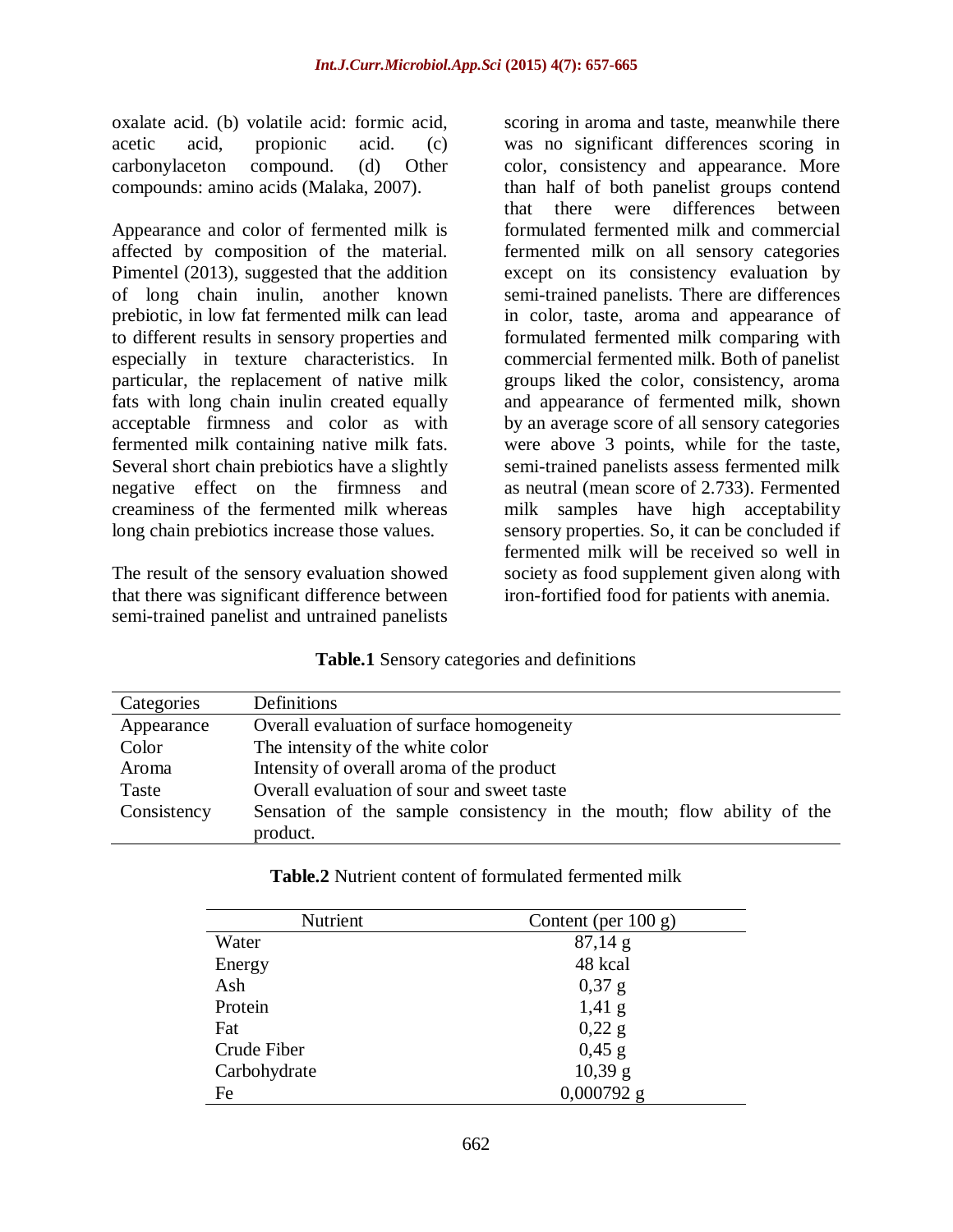oxalate acid. (b) volatile acid: formic acid, acetic acid, propionic acid. (c) carbonylaceton compound. (d) Other compounds: amino acids (Malaka, 2007).

Appearance and color of fermented milk is affected by composition of the material. Pimentel (2013), suggested that the addition of long chain inulin, another known prebiotic, in low fat fermented milk can lead to different results in sensory properties and especially in texture characteristics. In particular, the replacement of native milk fats with long chain inulin created equally acceptable firmness and color as with fermented milk containing native milk fats. Several short chain prebiotics have a slightly negative effect on the firmness and creaminess of the fermented milk whereas long chain prebiotics increase those values.

The result of the sensory evaluation showed that there was significant difference between semi-trained panelist and untrained panelists scoring in aroma and taste, meanwhile there was no significant differences scoring in color, consistency and appearance. More than half of both panelist groups contend that there were differences between formulated fermented milk and commercial fermented milk on all sensory categories except on its consistency evaluation by semi-trained panelists. There are differences in color, taste, aroma and appearance of formulated fermented milk comparing with commercial fermented milk. Both of panelist groups liked the color, consistency, aroma and appearance of fermented milk, shown by an average score of all sensory categories were above 3 points, while for the taste, semi-trained panelists assess fermented milk as neutral (mean score of 2.733). Fermented milk samples have high acceptability sensory properties. So, it can be concluded if fermented milk will be received so well in society as food supplement given along with iron-fortified food for patients with anemia.

**Table.1** Sensory categories and definitions

| Categories | Definitions |
|---|---|
| Appearance | Overall evaluation of surface homogeneity |
| Color | The intensity of the white color |
| Aroma | Intensity of overall aroma of the product |
| Taste | Overall evaluation of sour and sweet taste |
| Consistency | Sensation of the sample consistency in the mouth; flow ability of the product. |

**Table.2** Nutrient content of formulated fermented milk

| Nutrient | Content (per 100 g) |
|---|---|
| Water | 87,14 g |
| Energy | 48 kcal |
| Ash | 0,37 g |
| Protein | 1,41 g |
| Fat | 0,22 g |
| Crude Fiber | 0,45 g |
| Carbohydrate | 10,39 g |
| Fe | 0,000792 g |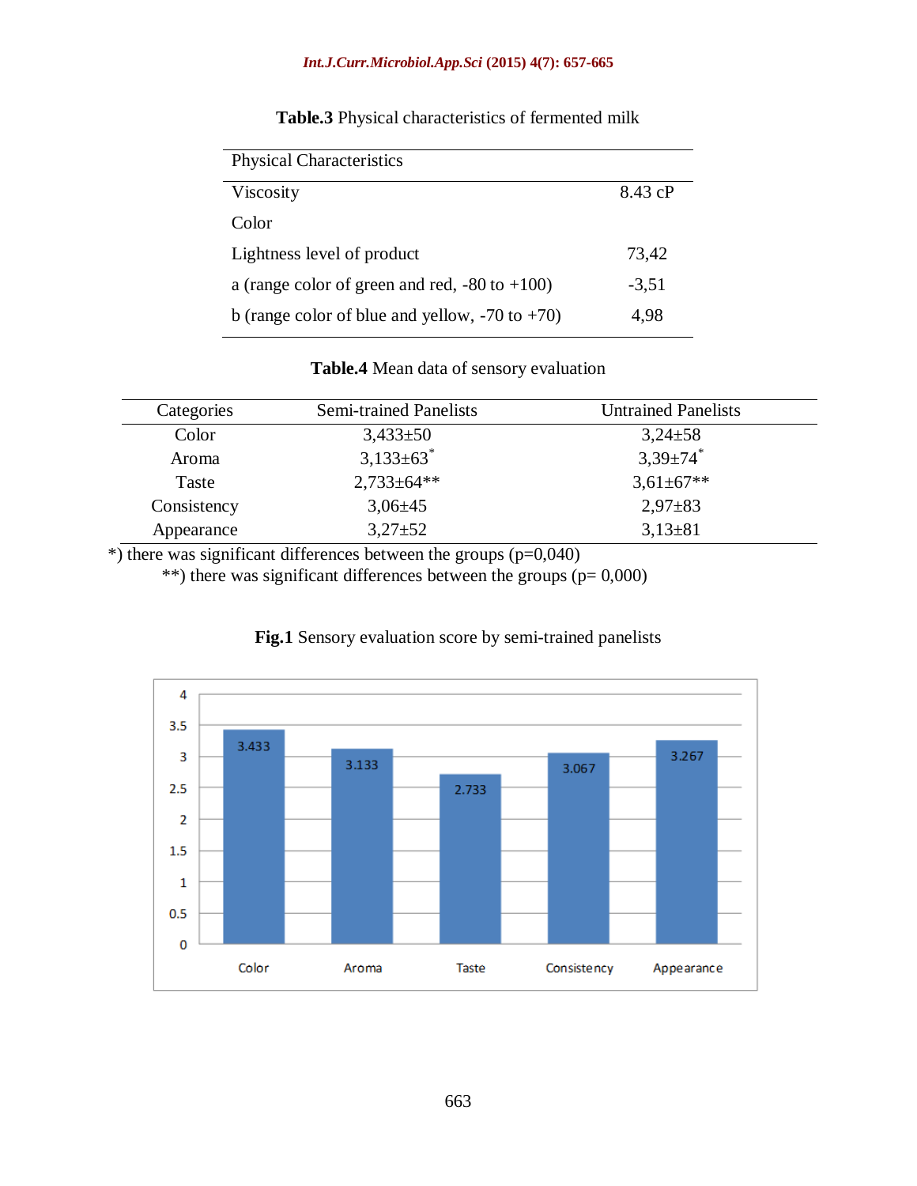**Table.3** Physical characteristics of fermented milk

| Physical Characteristics | |
|---|---|
| Viscosity | 8.43 cP |
| Color | |
| Lightness level of product | 73,42 |
| a (range color of green and red, -80 to +100) | -3,51 |
| b (range color of blue and yellow, -70 to +70) | 4,98 |

**Table.4** Mean data of sensory evaluation

| Categories | Semi-trained Panelists | Untrained Panelists |
|---|---|---|
| Color | 3,433±50 | 3,24±58 |
| Aroma | 3,133±63* | 3,39±74* |
| Taste | 2,733±64** | 3,61±67** |
| Consistency | 3,06±45 | 2,97±83 |
| Appearance | 3,27±52 | 3,13±81 |

*) there was significant differences between the groups (p=0,040)

**) there was significant differences between the groups (p= 0,000)

**Fig.1** Sensory evaluation score by semi-trained panelists

| Category | Score |
|---|---|
| Color | 3.433 |
| Aroma | 3.133 |
| Taste | 2.733 |
| Consistency | 3.067 |
| Appearance | 3.267 |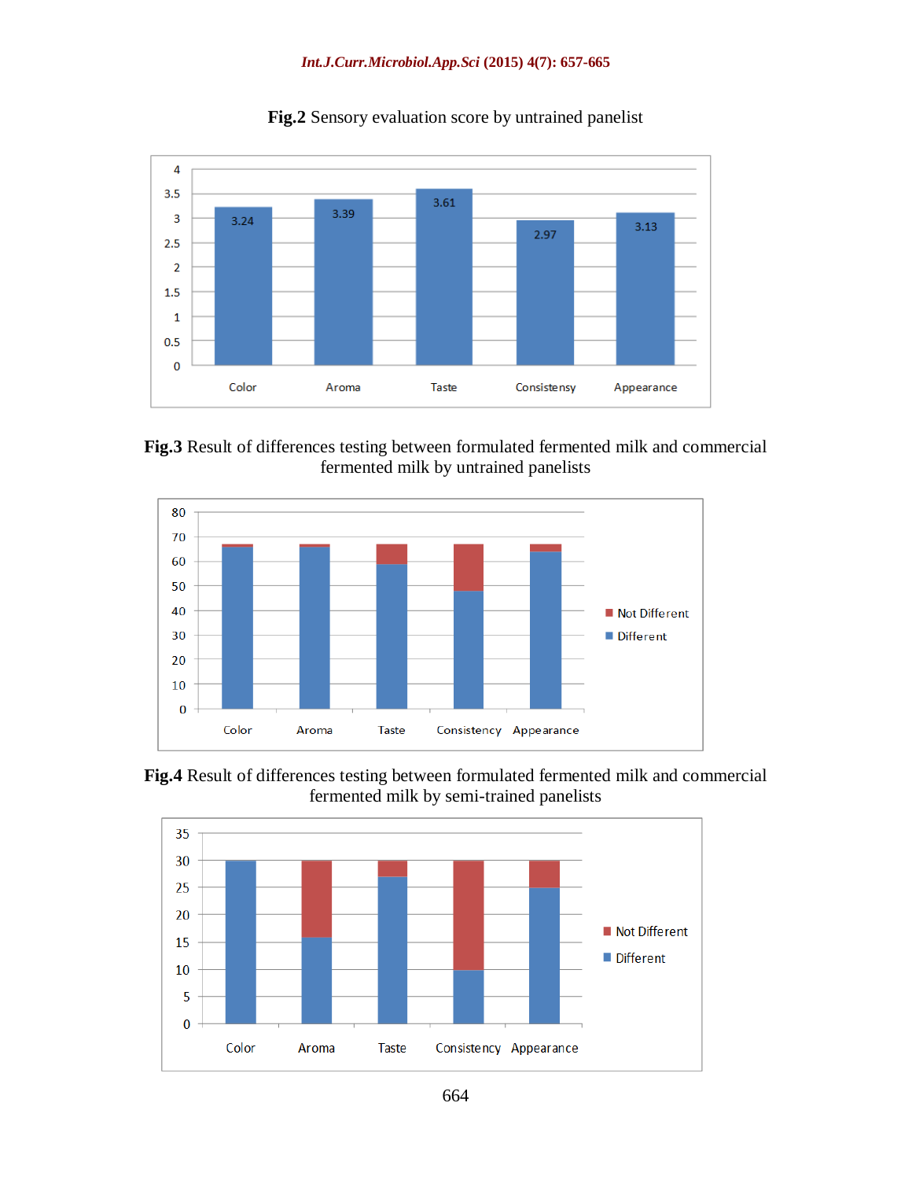**Fig.2** Sensory evaluation score by untrained panelist

**Fig.3** Result of differences testing between formulated fermented milk and commercial fermented milk by untrained panelists

**Fig.4** Result of differences testing between formulated fermented milk and commercial fermented milk by semi-trained panelists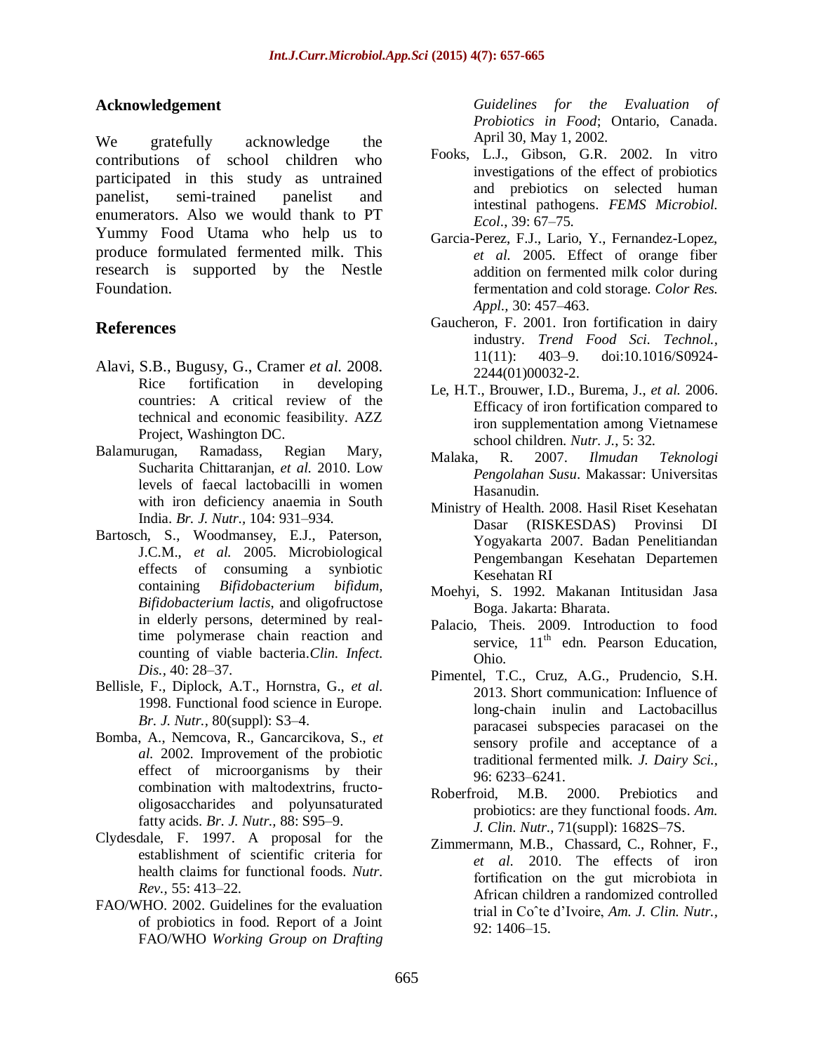## Acknowledgement

We gratefully acknowledge the contributions of school children who participated in this study as untrained panelist, semi-trained panelist and enumerators. Also we would thank to PT Yummy Food Utama who help us to produce formulated fermented milk. This research is supported by the Nestle Foundation.

## References

Alavi, S.B., Bugusy, G., Cramer *et al.* 2008. Rice fortification in developing countries: A critical review of the technical and economic feasibility. AZZ Project, Washington DC.

Balamurugan, Ramadass, Regian Mary, Sucharita Chittaranjan, *et al.* 2010. Low levels of faecal lactobacilli in women with iron deficiency anaemia in South India. *Br. J. Nutr.,* 104: 931–934.

Bartosch, S., Woodmansey, E.J., Paterson, J.C.M., *et al.* 2005. Microbiological effects of consuming a synbiotic containing *Bifidobacterium bifidum*, *Bifidobacterium lactis*, and oligofructose in elderly persons, determined by real-time polymerase chain reaction and counting of viable bacteria.*Clin. Infect. Dis.,* 40: 28–37.

Bellisle, F., Diplock, A.T., Hornstra, G., *et al.* 1998. Functional food science in Europe. *Br. J. Nutr.,* 80(suppl): S3–4.

Bomba, A., Nemcova, R., Gancarcikova, S., *et al.* 2002. Improvement of the probiotic effect of microorganisms by their combination with maltodextrins, fructo-oligosaccharides and polyunsaturated fatty acids. *Br. J. Nutr.,* 88: S95–9.

Clydesdale, F. 1997. A proposal for the establishment of scientific criteria for health claims for functional foods. *Nutr. Rev.,* 55: 413–22.

FAO/WHO. 2002. Guidelines for the evaluation of probiotics in food. Report of a Joint FAO/WHO *Working Group on Drafting Guidelines for the Evaluation of Probiotics in Food*; Ontario, Canada. April 30, May 1, 2002.

Fooks, L.J., Gibson, G.R. 2002. In vitro investigations of the effect of probiotics and prebiotics on selected human intestinal pathogens. *FEMS Microbiol. Ecol.,* 39: 67–75.

Garcia-Perez, F.J., Lario, Y., Fernandez-Lopez, *et al.* 2005. Effect of orange fiber addition on fermented milk color during fermentation and cold storage. *Color Res. Appl.,* 30: 457–463.

Gaucheron, F. 2001. Iron fortification in dairy industry. *Trend Food Sci. Technol.,* 11(11): 403–9. doi:10.1016/S0924-2244(01)00032-2.

Le, H.T., Brouwer, I.D., Burema, J., *et al.* 2006. Efficacy of iron fortification compared to iron supplementation among Vietnamese school children. *Nutr. J.,* 5: 32.

Malaka, R. 2007. *Ilmudan Teknologi Pengolahan Susu*. Makassar: Universitas Hasanudin.

Ministry of Health. 2008. Hasil Riset Kesehatan Dasar (RISKESDAS) Provinsi DI Yogyakarta 2007. Badan Penelitiandan Pengembangan Kesehatan Departemen Kesehatan RI

Moehyi, S. 1992. Makanan Intitusidan Jasa Boga. Jakarta: Bharata.

Palacio, Theis. 2009. Introduction to food service, 11th edn. Pearson Education, Ohio.

Pimentel, T.C., Cruz, A.G., Prudencio, S.H. 2013. Short communication: Influence of long-chain inulin and Lactobacillus paracasei subspecies paracasei on the sensory profile and acceptance of a traditional fermented milk. *J. Dairy Sci.,* 96: 6233–6241.

Roberfroid, M.B. 2000. Prebiotics and probiotics: are they functional foods. *Am. J. Clin. Nutr.,* 71(suppl): 1682S–7S.

Zimmermann, M.B., Chassard, C., Rohner, F., *et al.* 2010. The effects of iron fortification on the gut microbiota in African children a randomized controlled trial in Coˆte d'Ivoire, *Am. J. Clin. Nutr.,* 92: 1406–15.